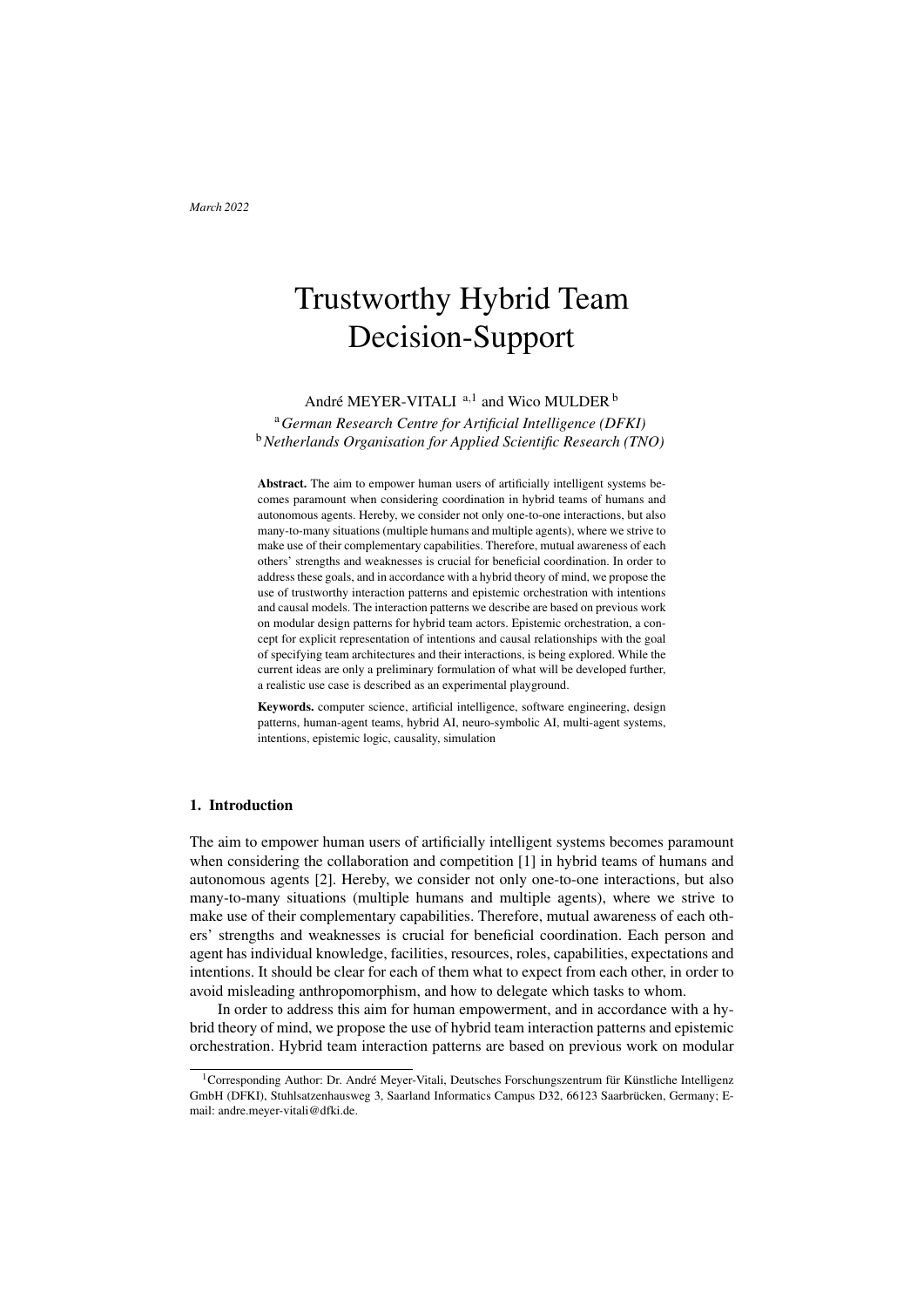*March 2022*

# Trustworthy Hybrid Team Decision-Support

André MEYER-VITALI [a,1] and Wico MULDER [b]

[a] *German Research Centre for Artificial Intelligence (DFKI)*
[b] *Netherlands Organisation for Applied Scientific Research (TNO)*

**Abstract.** The aim to empower human users of artificially intelligent systems becomes paramount when considering coordination in hybrid teams of humans and autonomous agents. Hereby, we consider not only one-to-one interactions, but also many-to-many situations (multiple humans and multiple agents), where we strive to make use of their complementary capabilities. Therefore, mutual awareness of each others' strengths and weaknesses is crucial for beneficial coordination. In order to address these goals, and in accordance with a hybrid theory of mind, we propose the use of trustworthy interaction patterns and epistemic orchestration with intentions and causal models. The interaction patterns we describe are based on previous work on modular design patterns for hybrid team actors. Epistemic orchestration, a concept for explicit representation of intentions and causal relationships with the goal of specifying team architectures and their interactions, is being explored. While the current ideas are only a preliminary formulation of what will be developed further, a realistic use case is described as an experimental playground.

**Keywords.** computer science, artificial intelligence, software engineering, design patterns, human-agent teams, hybrid AI, neuro-symbolic AI, multi-agent systems, intentions, epistemic logic, causality, simulation

## 1. Introduction

The aim to empower human users of artificially intelligent systems becomes paramount when considering the collaboration and competition [1] in hybrid teams of humans and autonomous agents [2]. Hereby, we consider not only one-to-one interactions, but also many-to-many situations (multiple humans and multiple agents), where we strive to make use of their complementary capabilities. Therefore, mutual awareness of each others' strengths and weaknesses is crucial for beneficial coordination. Each person and agent has individual knowledge, facilities, resources, roles, capabilities, expectations and intentions. It should be clear for each of them what to expect from each other, in order to avoid misleading anthropomorphism, and how to delegate which tasks to whom.

In order to address this aim for human empowerment, and in accordance with a hybrid theory of mind, we propose the use of hybrid team interaction patterns and epistemic orchestration. Hybrid team interaction patterns are based on previous work on modular

[1] Corresponding Author: Dr. André Meyer-Vitali, Deutsches Forschungszentrum für Künstliche Intelligenz GmbH (DFKI), Stuhlsatzenhausweg 3, Saarland Informatics Campus D32, 66123 Saarbrücken, Germany; E-mail: andre.meyer-vitali@dfki.de.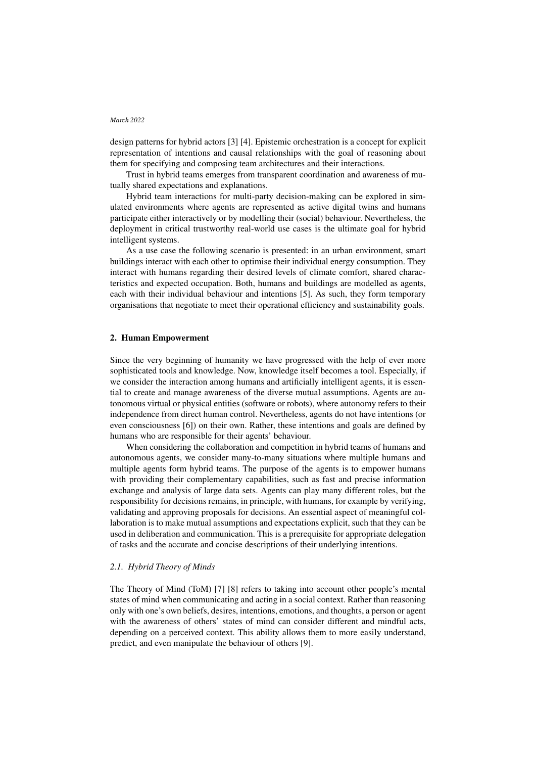design patterns for hybrid actors [3] [4]. Epistemic orchestration is a concept for explicit representation of intentions and causal relationships with the goal of reasoning about them for specifying and composing team architectures and their interactions.

Trust in hybrid teams emerges from transparent coordination and awareness of mutually shared expectations and explanations.

Hybrid team interactions for multi-party decision-making can be explored in simulated environments where agents are represented as active digital twins and humans participate either interactively or by modelling their (social) behaviour. Nevertheless, the deployment in critical trustworthy real-world use cases is the ultimate goal for hybrid intelligent systems.

As a use case the following scenario is presented: in an urban environment, smart buildings interact with each other to optimise their individual energy consumption. They interact with humans regarding their desired levels of climate comfort, shared characteristics and expected occupation. Both, humans and buildings are modelled as agents, each with their individual behaviour and intentions [5]. As such, they form temporary organisations that negotiate to meet their operational efficiency and sustainability goals.

## 2. Human Empowerment

Since the very beginning of humanity we have progressed with the help of ever more sophisticated tools and knowledge. Now, knowledge itself becomes a tool. Especially, if we consider the interaction among humans and artificially intelligent agents, it is essential to create and manage awareness of the diverse mutual assumptions. Agents are autonomous virtual or physical entities (software or robots), where autonomy refers to their independence from direct human control. Nevertheless, agents do not have intentions (or even consciousness [6]) on their own. Rather, these intentions and goals are defined by humans who are responsible for their agents' behaviour.

When considering the collaboration and competition in hybrid teams of humans and autonomous agents, we consider many-to-many situations where multiple humans and multiple agents form hybrid teams. The purpose of the agents is to empower humans with providing their complementary capabilities, such as fast and precise information exchange and analysis of large data sets. Agents can play many different roles, but the responsibility for decisions remains, in principle, with humans, for example by verifying, validating and approving proposals for decisions. An essential aspect of meaningful collaboration is to make mutual assumptions and expectations explicit, such that they can be used in deliberation and communication. This is a prerequisite for appropriate delegation of tasks and the accurate and concise descriptions of their underlying intentions.

### *2.1. Hybrid Theory of Minds*

The Theory of Mind (ToM) [7] [8] refers to taking into account other people's mental states of mind when communicating and acting in a social context. Rather than reasoning only with one's own beliefs, desires, intentions, emotions, and thoughts, a person or agent with the awareness of others' states of mind can consider different and mindful acts, depending on a perceived context. This ability allows them to more easily understand, predict, and even manipulate the behaviour of others [9].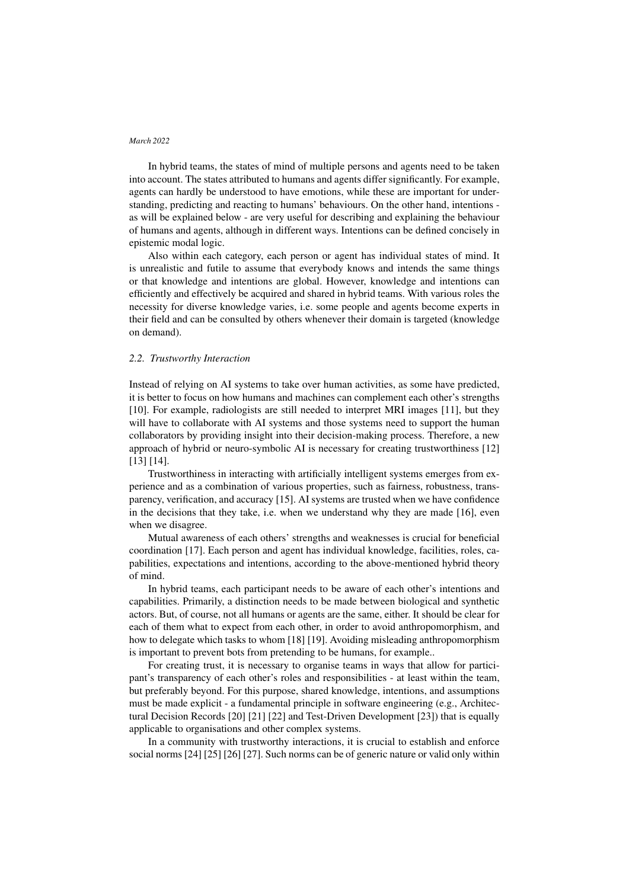In hybrid teams, the states of mind of multiple persons and agents need to be taken into account. The states attributed to humans and agents differ significantly. For example, agents can hardly be understood to have emotions, while these are important for understanding, predicting and reacting to humans' behaviours. On the other hand, intentions - as will be explained below - are very useful for describing and explaining the behaviour of humans and agents, although in different ways. Intentions can be defined concisely in epistemic modal logic.

Also within each category, each person or agent has individual states of mind. It is unrealistic and futile to assume that everybody knows and intends the same things or that knowledge and intentions are global. However, knowledge and intentions can efficiently and effectively be acquired and shared in hybrid teams. With various roles the necessity for diverse knowledge varies, i.e. some people and agents become experts in their field and can be consulted by others whenever their domain is targeted (knowledge on demand).

### *2.2. Trustworthy Interaction*

Instead of relying on AI systems to take over human activities, as some have predicted, it is better to focus on how humans and machines can complement each other's strengths [10]. For example, radiologists are still needed to interpret MRI images [11], but they will have to collaborate with AI systems and those systems need to support the human collaborators by providing insight into their decision-making process. Therefore, a new approach of hybrid or neuro-symbolic AI is necessary for creating trustworthiness [12] [13] [14].

Trustworthiness in interacting with artificially intelligent systems emerges from experience and as a combination of various properties, such as fairness, robustness, transparency, verification, and accuracy [15]. AI systems are trusted when we have confidence in the decisions that they take, i.e. when we understand why they are made [16], even when we disagree.

Mutual awareness of each others' strengths and weaknesses is crucial for beneficial coordination [17]. Each person and agent has individual knowledge, facilities, roles, capabilities, expectations and intentions, according to the above-mentioned hybrid theory of mind.

In hybrid teams, each participant needs to be aware of each other's intentions and capabilities. Primarily, a distinction needs to be made between biological and synthetic actors. But, of course, not all humans or agents are the same, either. It should be clear for each of them what to expect from each other, in order to avoid anthropomorphism, and how to delegate which tasks to whom [18] [19]. Avoiding misleading anthropomorphism is important to prevent bots from pretending to be humans, for example..

For creating trust, it is necessary to organise teams in ways that allow for participant's transparency of each other's roles and responsibilities - at least within the team, but preferably beyond. For this purpose, shared knowledge, intentions, and assumptions must be made explicit - a fundamental principle in software engineering (e.g., Architectural Decision Records [20] [21] [22] and Test-Driven Development [23]) that is equally applicable to organisations and other complex systems.

In a community with trustworthy interactions, it is crucial to establish and enforce social norms [24] [25] [26] [27]. Such norms can be of generic nature or valid only within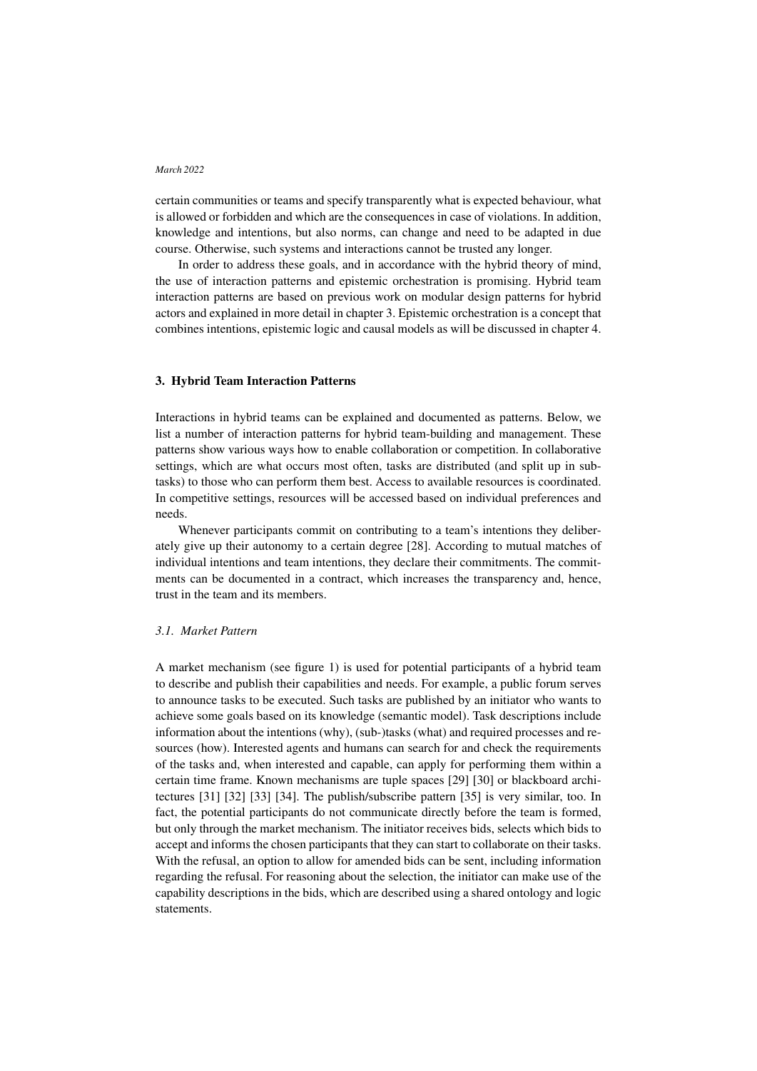certain communities or teams and specify transparently what is expected behaviour, what is allowed or forbidden and which are the consequences in case of violations. In addition, knowledge and intentions, but also norms, can change and need to be adapted in due course. Otherwise, such systems and interactions cannot be trusted any longer.

In order to address these goals, and in accordance with the hybrid theory of mind, the use of interaction patterns and epistemic orchestration is promising. Hybrid team interaction patterns are based on previous work on modular design patterns for hybrid actors and explained in more detail in chapter 3. Epistemic orchestration is a concept that combines intentions, epistemic logic and causal models as will be discussed in chapter 4.

## 3. Hybrid Team Interaction Patterns

Interactions in hybrid teams can be explained and documented as patterns. Below, we list a number of interaction patterns for hybrid team-building and management. These patterns show various ways how to enable collaboration or competition. In collaborative settings, which are what occurs most often, tasks are distributed (and split up in subtasks) to those who can perform them best. Access to available resources is coordinated. In competitive settings, resources will be accessed based on individual preferences and needs.

Whenever participants commit on contributing to a team's intentions they deliberately give up their autonomy to a certain degree [28]. According to mutual matches of individual intentions and team intentions, they declare their commitments. The commitments can be documented in a contract, which increases the transparency and, hence, trust in the team and its members.

### 3.1. Market Pattern

A market mechanism (see figure 1) is used for potential participants of a hybrid team to describe and publish their capabilities and needs. For example, a public forum serves to announce tasks to be executed. Such tasks are published by an initiator who wants to achieve some goals based on its knowledge (semantic model). Task descriptions include information about the intentions (why), (sub-)tasks (what) and required processes and resources (how). Interested agents and humans can search for and check the requirements of the tasks and, when interested and capable, can apply for performing them within a certain time frame. Known mechanisms are tuple spaces [29] [30] or blackboard architectures [31] [32] [33] [34]. The publish/subscribe pattern [35] is very similar, too. In fact, the potential participants do not communicate directly before the team is formed, but only through the market mechanism. The initiator receives bids, selects which bids to accept and informs the chosen participants that they can start to collaborate on their tasks. With the refusal, an option to allow for amended bids can be sent, including information regarding the refusal. For reasoning about the selection, the initiator can make use of the capability descriptions in the bids, which are described using a shared ontology and logic statements.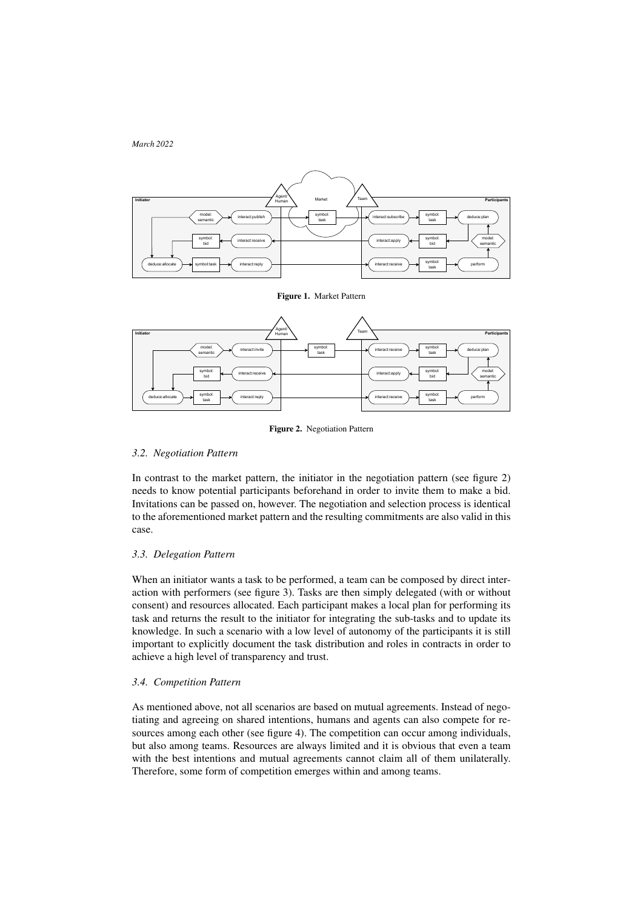**Figure 1.** Market Pattern

**Figure 2.** Negotiation Pattern

### 3.2. Negotiation Pattern

In contrast to the market pattern, the initiator in the negotiation pattern (see figure 2) needs to know potential participants beforehand in order to invite them to make a bid. Invitations can be passed on, however. The negotiation and selection process is identical to the aforementioned market pattern and the resulting commitments are also valid in this case.

### 3.3. Delegation Pattern

When an initiator wants a task to be performed, a team can be composed by direct interaction with performers (see figure 3). Tasks are then simply delegated (with or without consent) and resources allocated. Each participant makes a local plan for performing its task and returns the result to the initiator for integrating the sub-tasks and to update its knowledge. In such a scenario with a low level of autonomy of the participants it is still important to explicitly document the task distribution and roles in contracts in order to achieve a high level of transparency and trust.

### 3.4. Competition Pattern

As mentioned above, not all scenarios are based on mutual agreements. Instead of negotiating and agreeing on shared intentions, humans and agents can also compete for resources among each other (see figure 4). The competition can occur among individuals, but also among teams. Resources are always limited and it is obvious that even a team with the best intentions and mutual agreements cannot claim all of them unilaterally. Therefore, some form of competition emerges within and among teams.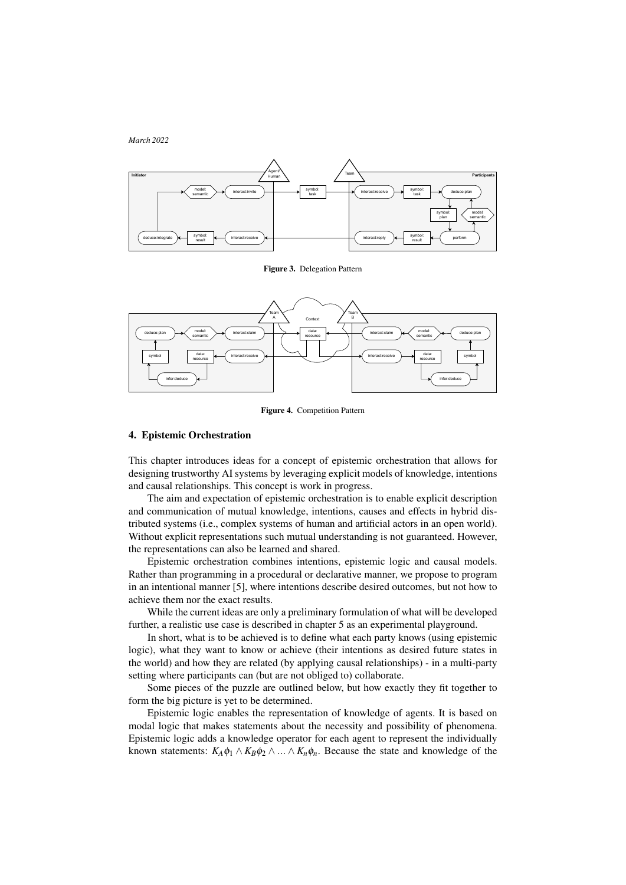**Figure 3.** Delegation Pattern

**Figure 4.** Competition Pattern

## 4. Epistemic Orchestration

This chapter introduces ideas for a concept of epistemic orchestration that allows for designing trustworthy AI systems by leveraging explicit models of knowledge, intentions and causal relationships. This concept is work in progress.

The aim and expectation of epistemic orchestration is to enable explicit description and communication of mutual knowledge, intentions, causes and effects in hybrid distributed systems (i.e., complex systems of human and artificial actors in an open world). Without explicit representations such mutual understanding is not guaranteed. However, the representations can also be learned and shared.

Epistemic orchestration combines intentions, epistemic logic and causal models. Rather than programming in a procedural or declarative manner, we propose to program in an intentional manner [5], where intentions describe desired outcomes, but not how to achieve them nor the exact results.

While the current ideas are only a preliminary formulation of what will be developed further, a realistic use case is described in chapter 5 as an experimental playground.

In short, what is to be achieved is to define what each party knows (using epistemic logic), what they want to know or achieve (their intentions as desired future states in the world) and how they are related (by applying causal relationships) - in a multi-party setting where participants can (but are not obliged to) collaborate.

Some pieces of the puzzle are outlined below, but how exactly they fit together to form the big picture is yet to be determined.

Epistemic logic enables the representation of knowledge of agents. It is based on modal logic that makes statements about the necessity and possibility of phenomena. Epistemic logic adds a knowledge operator for each agent to represent the individually known statements: $K_A\phi_1 \wedge K_B\phi_2 \wedge ... \wedge K_n\phi_n$. Because the state and knowledge of the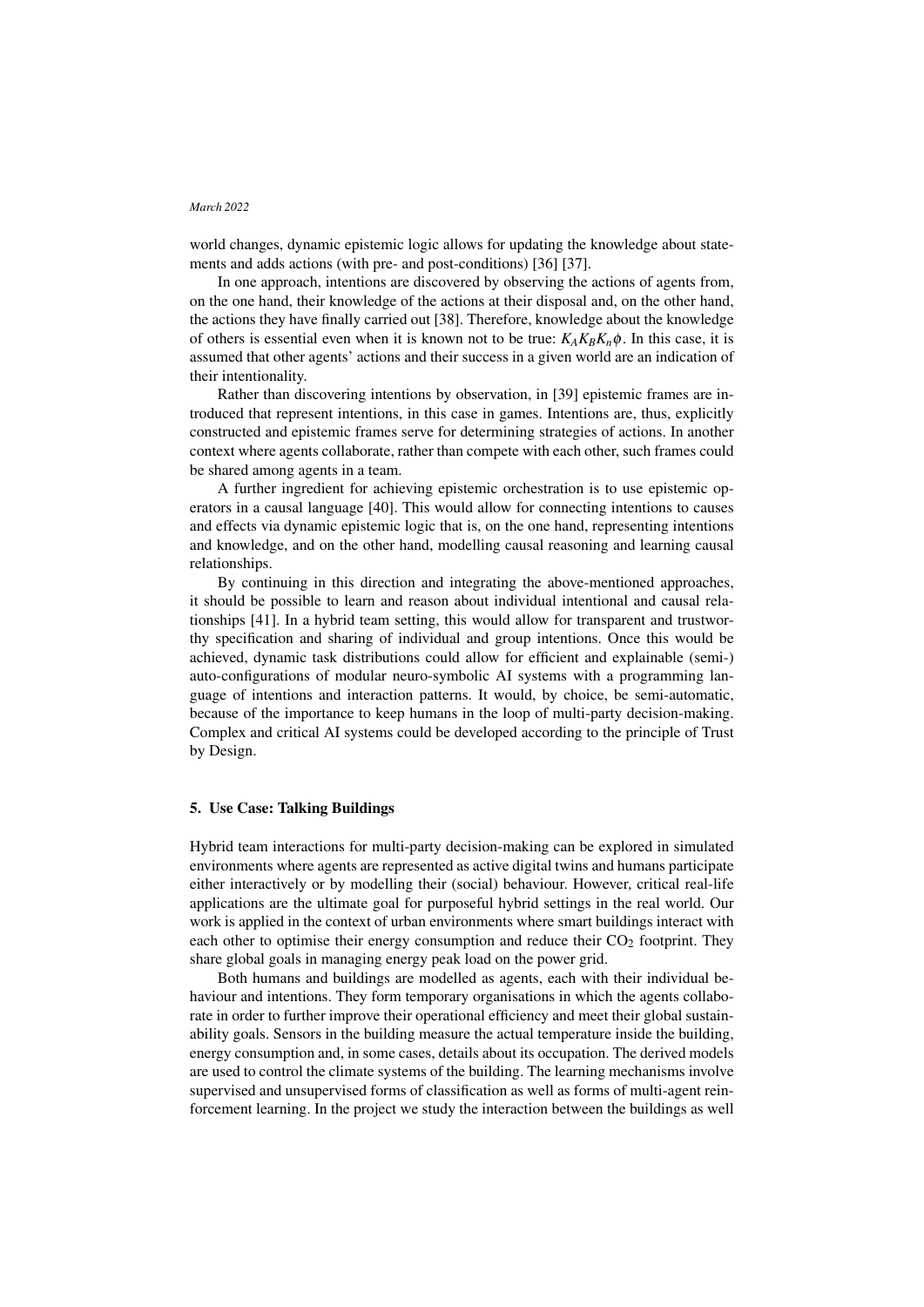world changes, dynamic epistemic logic allows for updating the knowledge about statements and adds actions (with pre- and post-conditions) [36] [37].

In one approach, intentions are discovered by observing the actions of agents from, on the one hand, their knowledge of the actions at their disposal and, on the other hand, the actions they have finally carried out [38]. Therefore, knowledge about the knowledge of others is essential even when it is known not to be true: $K_A K_B K_n \phi$. In this case, it is assumed that other agents' actions and their success in a given world are an indication of their intentionality.

Rather than discovering intentions by observation, in [39] epistemic frames are introduced that represent intentions, in this case in games. Intentions are, thus, explicitly constructed and epistemic frames serve for determining strategies of actions. In another context where agents collaborate, rather than compete with each other, such frames could be shared among agents in a team.

A further ingredient for achieving epistemic orchestration is to use epistemic operators in a causal language [40]. This would allow for connecting intentions to causes and effects via dynamic epistemic logic that is, on the one hand, representing intentions and knowledge, and on the other hand, modelling causal reasoning and learning causal relationships.

By continuing in this direction and integrating the above-mentioned approaches, it should be possible to learn and reason about individual intentional and causal relationships [41]. In a hybrid team setting, this would allow for transparent and trustworthy specification and sharing of individual and group intentions. Once this would be achieved, dynamic task distributions could allow for efficient and explainable (semi-) auto-configurations of modular neuro-symbolic AI systems with a programming language of intentions and interaction patterns. It would, by choice, be semi-automatic, because of the importance to keep humans in the loop of multi-party decision-making. Complex and critical AI systems could be developed according to the principle of Trust by Design.

## 5. Use Case: Talking Buildings

Hybrid team interactions for multi-party decision-making can be explored in simulated environments where agents are represented as active digital twins and humans participate either interactively or by modelling their (social) behaviour. However, critical real-life applications are the ultimate goal for purposeful hybrid settings in the real world. Our work is applied in the context of urban environments where smart buildings interact with each other to optimise their energy consumption and reduce their $CO_2$ footprint. They share global goals in managing energy peak load on the power grid.

Both humans and buildings are modelled as agents, each with their individual behaviour and intentions. They form temporary organisations in which the agents collaborate in order to further improve their operational efficiency and meet their global sustainability goals. Sensors in the building measure the actual temperature inside the building, energy consumption and, in some cases, details about its occupation. The derived models are used to control the climate systems of the building. The learning mechanisms involve supervised and unsupervised forms of classification as well as forms of multi-agent reinforcement learning. In the project we study the interaction between the buildings as well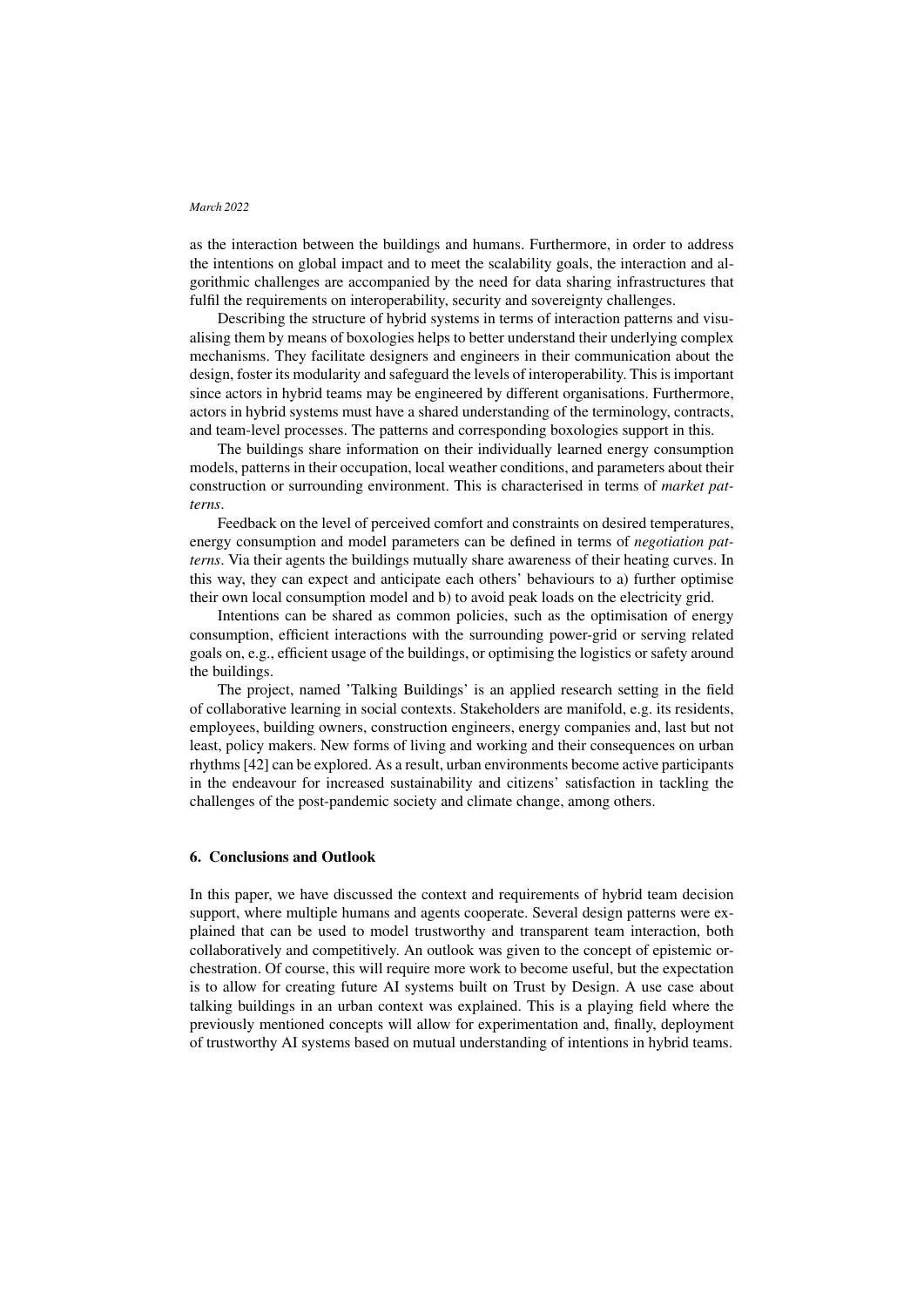as the interaction between the buildings and humans. Furthermore, in order to address the intentions on global impact and to meet the scalability goals, the interaction and algorithmic challenges are accompanied by the need for data sharing infrastructures that fulfil the requirements on interoperability, security and sovereignty challenges.

Describing the structure of hybrid systems in terms of interaction patterns and visualising them by means of boxologies helps to better understand their underlying complex mechanisms. They facilitate designers and engineers in their communication about the design, foster its modularity and safeguard the levels of interoperability. This is important since actors in hybrid teams may be engineered by different organisations. Furthermore, actors in hybrid systems must have a shared understanding of the terminology, contracts, and team-level processes. The patterns and corresponding boxologies support in this.

The buildings share information on their individually learned energy consumption models, patterns in their occupation, local weather conditions, and parameters about their construction or surrounding environment. This is characterised in terms of *market patterns*.

Feedback on the level of perceived comfort and constraints on desired temperatures, energy consumption and model parameters can be defined in terms of *negotiation patterns*. Via their agents the buildings mutually share awareness of their heating curves. In this way, they can expect and anticipate each others' behaviours to a) further optimise their own local consumption model and b) to avoid peak loads on the electricity grid.

Intentions can be shared as common policies, such as the optimisation of energy consumption, efficient interactions with the surrounding power-grid or serving related goals on, e.g., efficient usage of the buildings, or optimising the logistics or safety around the buildings.

The project, named 'Talking Buildings' is an applied research setting in the field of collaborative learning in social contexts. Stakeholders are manifold, e.g. its residents, employees, building owners, construction engineers, energy companies and, last but not least, policy makers. New forms of living and working and their consequences on urban rhythms [42] can be explored. As a result, urban environments become active participants in the endeavour for increased sustainability and citizens' satisfaction in tackling the challenges of the post-pandemic society and climate change, among others.

## 6. Conclusions and Outlook

In this paper, we have discussed the context and requirements of hybrid team decision support, where multiple humans and agents cooperate. Several design patterns were explained that can be used to model trustworthy and transparent team interaction, both collaboratively and competitively. An outlook was given to the concept of epistemic orchestration. Of course, this will require more work to become useful, but the expectation is to allow for creating future AI systems built on Trust by Design. A use case about talking buildings in an urban context was explained. This is a playing field where the previously mentioned concepts will allow for experimentation and, finally, deployment of trustworthy AI systems based on mutual understanding of intentions in hybrid teams.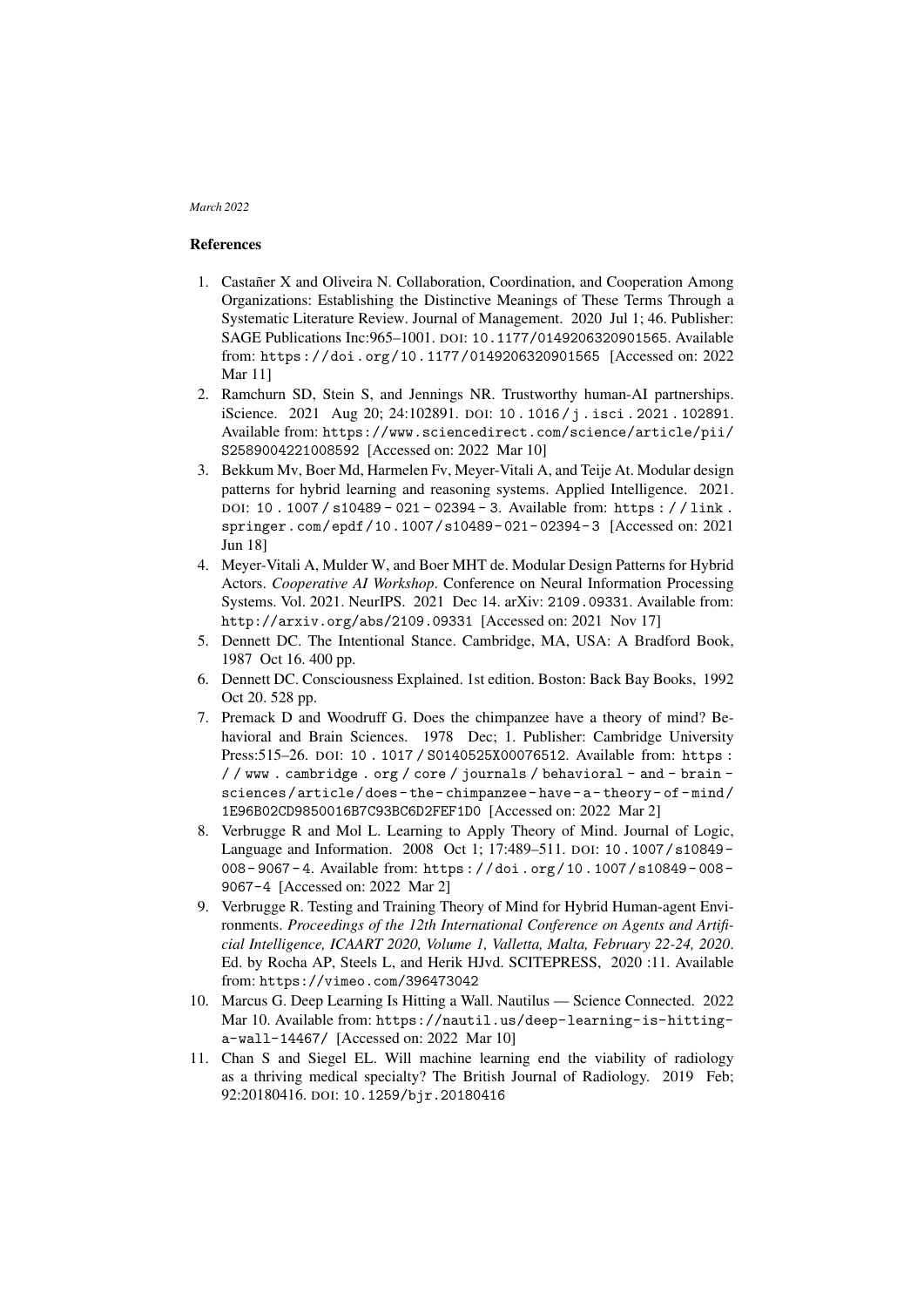## References

1. Castañer X and Oliveira N. Collaboration, Coordination, and Cooperation Among Organizations: Establishing the Distinctive Meanings of These Terms Through a Systematic Literature Review. Journal of Management. 2020 Jul 1; 46. Publisher: SAGE Publications Inc:965–1001. DOI: 10.1177/0149206320901565. Available from: https://doi.org/10.1177/0149206320901565 [Accessed on: 2022 Mar 11]
2. Ramchurn SD, Stein S, and Jennings NR. Trustworthy human-AI partnerships. iScience. 2021 Aug 20; 24:102891. DOI: 10.1016/j.isci.2021.102891. Available from: https://www.sciencedirect.com/science/article/pii/S2589004221008592 [Accessed on: 2022 Mar 10]
3. Bekkum Mv, Boer Md, Harmelen Fv, Meyer-Vitali A, and Teije At. Modular design patterns for hybrid learning and reasoning systems. Applied Intelligence. 2021. DOI: 10.1007/s10489-021-02394-3. Available from: https://link.springer.com/epdf/10.1007/s10489-021-02394-3 [Accessed on: 2021 Jun 18]
4. Meyer-Vitali A, Mulder W, and Boer MHT de. Modular Design Patterns for Hybrid Actors. *Cooperative AI Workshop*. Conference on Neural Information Processing Systems. Vol. 2021. NeurIPS. 2021 Dec 14. arXiv: 2109.09331. Available from: http://arxiv.org/abs/2109.09331 [Accessed on: 2021 Nov 17]
5. Dennett DC. The Intentional Stance. Cambridge, MA, USA: A Bradford Book, 1987 Oct 16. 400 pp.
6. Dennett DC. Consciousness Explained. 1st edition. Boston: Back Bay Books, 1992 Oct 20. 528 pp.
7. Premack D and Woodruff G. Does the chimpanzee have a theory of mind? Behavioral and Brain Sciences. 1978 Dec; 1. Publisher: Cambridge University Press:515–26. DOI: 10.1017/S0140525X00076512. Available from: https://www.cambridge.org/core/journals/behavioral-and-brain-sciences/article/does-the-chimpanzee-have-a-theory-of-mind/1E96B02CD9850016B7C93BC6D2FEF1D0 [Accessed on: 2022 Mar 2]
8. Verbrugge R and Mol L. Learning to Apply Theory of Mind. Journal of Logic, Language and Information. 2008 Oct 1; 17:489–511. DOI: 10.1007/s10849-008-9067-4. Available from: https://doi.org/10.1007/s10849-008-9067-4 [Accessed on: 2022 Mar 2]
9. Verbrugge R. Testing and Training Theory of Mind for Hybrid Human-agent Environments. *Proceedings of the 12th International Conference on Agents and Artificial Intelligence, ICAART 2020, Volume 1, Valletta, Malta, February 22-24, 2020*. Ed. by Rocha AP, Steels L, and Herik HJvd. SCITEPRESS, 2020 :11. Available from: https://vimeo.com/396473042
10. Marcus G. Deep Learning Is Hitting a Wall. Nautilus — Science Connected. 2022 Mar 10. Available from: https://nautil.us/deep-learning-is-hitting-a-wall-14467/ [Accessed on: 2022 Mar 10]
11. Chan S and Siegel EL. Will machine learning end the viability of radiology as a thriving medical specialty? The British Journal of Radiology. 2019 Feb; 92:20180416. DOI: 10.1259/bjr.20180416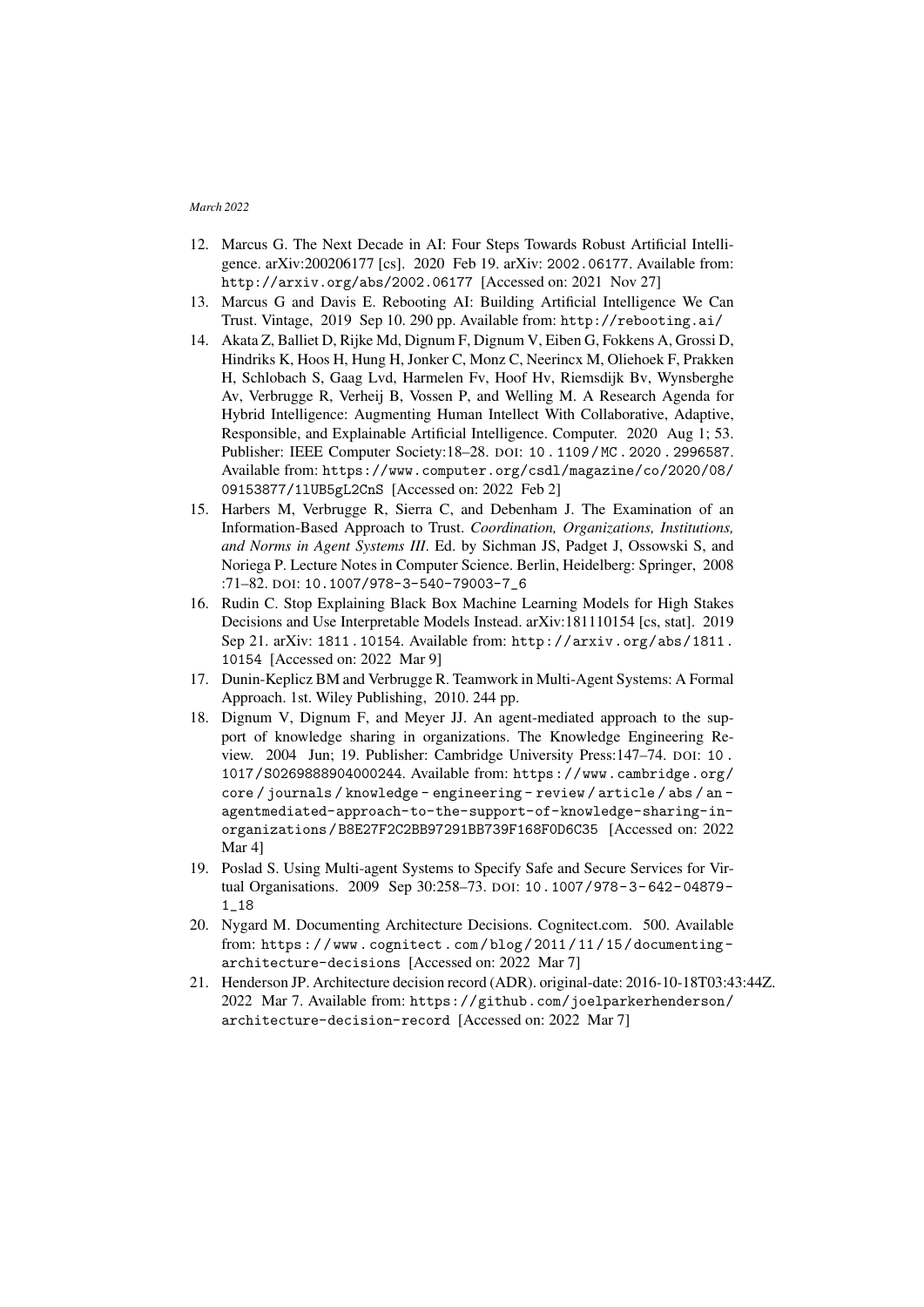12. Marcus G. The Next Decade in AI: Four Steps Towards Robust Artificial Intelligence. arXiv:200206177 [cs]. 2020 Feb 19. arXiv: 2002.06177. Available from: http://arxiv.org/abs/2002.06177 [Accessed on: 2021 Nov 27]
13. Marcus G and Davis E. Rebooting AI: Building Artificial Intelligence We Can Trust. Vintage, 2019 Sep 10. 290 pp. Available from: http://rebooting.ai/
14. Akata Z, Balliet D, Rijke Md, Dignum F, Dignum V, Eiben G, Fokkens A, Grossi D, Hindriks K, Hoos H, Hung H, Jonker C, Monz C, Neerincx M, Oliehoek F, Prakken H, Schlobach S, Gaag Lvd, Harmelen Fv, Hoof Hv, Riemsdijk Bv, Wynsberghe Av, Verbrugge R, Verheij B, Vossen P, and Welling M. A Research Agenda for Hybrid Intelligence: Augmenting Human Intellect With Collaborative, Adaptive, Responsible, and Explainable Artificial Intelligence. Computer. 2020 Aug 1; 53. Publisher: IEEE Computer Society:18–28. DOI: 10.1109/MC.2020.2996587. Available from: https://www.computer.org/csdl/magazine/co/2020/08/09153877/1lUB5gL2CnS [Accessed on: 2022 Feb 2]
15. Harbers M, Verbrugge R, Sierra C, and Debenham J. The Examination of an Information-Based Approach to Trust. *Coordination, Organizations, Institutions, and Norms in Agent Systems III*. Ed. by Sichman JS, Padget J, Ossowski S, and Noriega P. Lecture Notes in Computer Science. Berlin, Heidelberg: Springer, 2008 :71–82. DOI: 10.1007/978-3-540-79003-7_6
16. Rudin C. Stop Explaining Black Box Machine Learning Models for High Stakes Decisions and Use Interpretable Models Instead. arXiv:181110154 [cs, stat]. 2019 Sep 21. arXiv: 1811.10154. Available from: http://arxiv.org/abs/1811.10154 [Accessed on: 2022 Mar 9]
17. Dunin-Keplicz BM and Verbrugge R. Teamwork in Multi-Agent Systems: A Formal Approach. 1st. Wiley Publishing, 2010. 244 pp.
18. Dignum V, Dignum F, and Meyer JJ. An agent-mediated approach to the support of knowledge sharing in organizations. The Knowledge Engineering Review. 2004 Jun; 19. Publisher: Cambridge University Press:147–74. DOI: 10.1017/S0269888904000244. Available from: https://www.cambridge.org/core/journals/knowledge-engineering-review/article/abs/an-agentmediated-approach-to-the-support-of-knowledge-sharing-in-organizations/B8E27F2C2BB97291BB739F168F0D6C35 [Accessed on: 2022 Mar 4]
19. Poslad S. Using Multi-agent Systems to Specify Safe and Secure Services for Virtual Organisations. 2009 Sep 30:258–73. DOI: 10.1007/978-3-642-04879-1_18
20. Nygard M. Documenting Architecture Decisions. Cognitect.com. 500. Available from: https://www.cognitect.com/blog/2011/11/15/documenting-architecture-decisions [Accessed on: 2022 Mar 7]
21. Henderson JP. Architecture decision record (ADR). original-date: 2016-10-18T03:43:44Z. 2022 Mar 7. Available from: https://github.com/joelparkerhenderson/architecture-decision-record [Accessed on: 2022 Mar 7]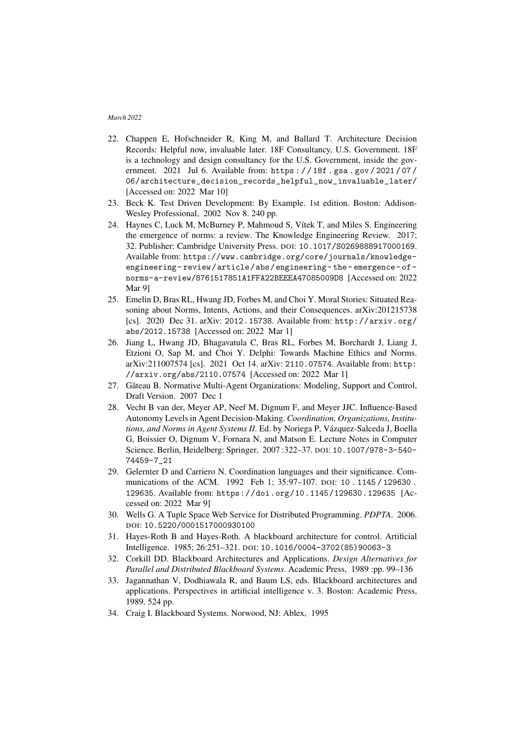22. Chappen E, Hofschneider R, King M, and Ballard T. Architecture Decision Records: Helpful now, invaluable later. 18F Consultancy, U.S. Government. 18F is a technology and design consultancy for the U.S. Government, inside the government. 2021 Jul 6. Available from: https://18f.gsa.gov/2021/07/06/architecture_decision_records_helpful_now_invaluable_later/ [Accessed on: 2022 Mar 10]
23. Beck K. Test Driven Development: By Example. 1st edition. Boston: Addison-Wesley Professional, 2002 Nov 8. 240 pp.
24. Haynes C, Luck M, McBurney P, Mahmoud S, Vítek T, and Miles S. Engineering the emergence of norms: a review. The Knowledge Engineering Review. 2017; 32. Publisher: Cambridge University Press. DOI: 10.1017/S0269888917000169. Available from: https://www.cambridge.org/core/journals/knowledge-engineering-review/article/abs/engineering-the-emergence-of-norms-a-review/8761517851A1FFA22BEEEA47085009D8 [Accessed on: 2022 Mar 9]
25. Emelin D, Bras RL, Hwang JD, Forbes M, and Choi Y. Moral Stories: Situated Reasoning about Norms, Intents, Actions, and their Consequences. arXiv:201215738 [cs]. 2020 Dec 31. arXiv: 2012.15738. Available from: http://arxiv.org/abs/2012.15738 [Accessed on: 2022 Mar 1]
26. Jiang L, Hwang JD, Bhagavatula C, Bras RL, Forbes M, Borchardt J, Liang J, Etzioni O, Sap M, and Choi Y. Delphi: Towards Machine Ethics and Norms. arXiv:211007574 [cs]. 2021 Oct 14. arXiv: 2110.07574. Available from: http://arxiv.org/abs/2110.07574 [Accessed on: 2022 Mar 1]
27. Gâteau B. Normative Multi-Agent Organizations: Modeling, Support and Control, Draft Version. 2007 Dec 1
28. Vecht B van der, Meyer AP, Neef M, Dignum F, and Meyer JJC. Influence-Based Autonomy Levels in Agent Decision-Making. *Coordination, Organizations, Institutions, and Norms in Agent Systems II*. Ed. by Noriega P, Vázquez-Salceda J, Boella G, Boissier O, Dignum V, Fornara N, and Matson E. Lecture Notes in Computer Science. Berlin, Heidelberg: Springer, 2007 :322–37. DOI: 10.1007/978-3-540-74459-7_21
29. Gelernter D and Carriero N. Coordination languages and their significance. Communications of the ACM. 1992 Feb 1; 35:97–107. DOI: 10.1145/129630.129635. Available from: https://doi.org/10.1145/129630.129635 [Accessed on: 2022 Mar 9]
30. Wells G. A Tuple Space Web Service for Distributed Programming. *PDPTA*. 2006. DOI: 10.5220/0001517000930100
31. Hayes-Roth B and Hayes-Roth. A blackboard architecture for control. Artificial Intelligence. 1985; 26:251–321. DOI: 10.1016/0004-3702(85)90063-3
32. Corkill DD. Blackboard Architectures and Applications. *Design Alternatives for Parallel and Distributed Blackboard Systems*. Academic Press, 1989 :pp. 99–136
33. Jagannathan V, Dodhiawala R, and Baum LS, eds. Blackboard architectures and applications. Perspectives in artificial intelligence v. 3. Boston: Academic Press, 1989. 524 pp.
34. Craig I. Blackboard Systems. Norwood, NJ: Ablex, 1995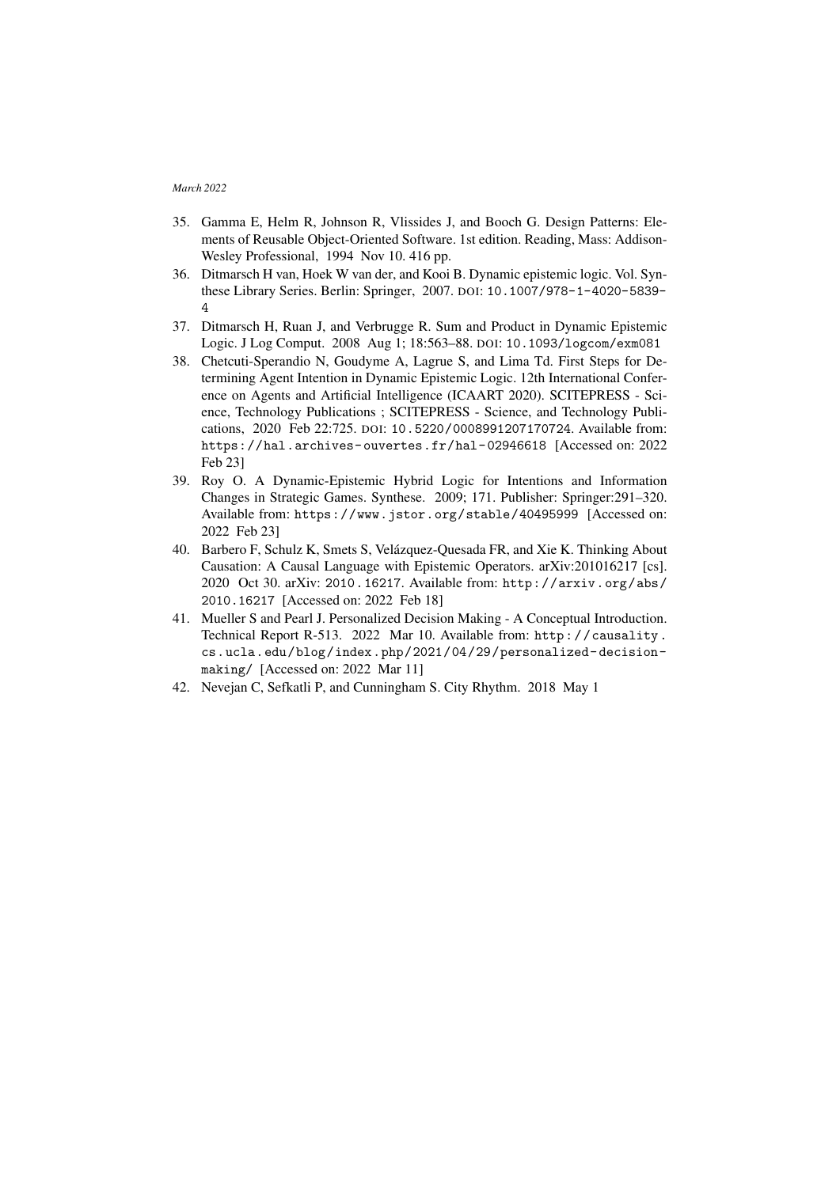35. Gamma E, Helm R, Johnson R, Vlissides J, and Booch G. Design Patterns: Elements of Reusable Object-Oriented Software. 1st edition. Reading, Mass: Addison-Wesley Professional, 1994 Nov 10. 416 pp.
36. Ditmarsch H van, Hoek W van der, and Kooi B. Dynamic epistemic logic. Vol. Synthese Library Series. Berlin: Springer, 2007. DOI: 10.1007/978-1-4020-5839-4
37. Ditmarsch H, Ruan J, and Verbrugge R. Sum and Product in Dynamic Epistemic Logic. J Log Comput. 2008 Aug 1; 18:563–88. DOI: 10.1093/logcom/exm081
38. Chetcuti-Sperandio N, Goudyme A, Lagrue S, and Lima Td. First Steps for Determining Agent Intention in Dynamic Epistemic Logic. 12th International Conference on Agents and Artificial Intelligence (ICAART 2020). SCITEPRESS - Science, Technology Publications ; SCITEPRESS - Science, and Technology Publications, 2020 Feb 22:725. DOI: 10.5220/0008991207170724. Available from: https://hal.archives-ouvertes.fr/hal-02946618 [Accessed on: 2022 Feb 23]
39. Roy O. A Dynamic-Epistemic Hybrid Logic for Intentions and Information Changes in Strategic Games. Synthese. 2009; 171. Publisher: Springer:291–320. Available from: https://www.jstor.org/stable/40495999 [Accessed on: 2022 Feb 23]
40. Barbero F, Schulz K, Smets S, Velázquez-Quesada FR, and Xie K. Thinking About Causation: A Causal Language with Epistemic Operators. arXiv:201016217 [cs]. 2020 Oct 30. arXiv: 2010.16217. Available from: http://arxiv.org/abs/2010.16217 [Accessed on: 2022 Feb 18]
41. Mueller S and Pearl J. Personalized Decision Making - A Conceptual Introduction. Technical Report R-513. 2022 Mar 10. Available from: http://causality.cs.ucla.edu/blog/index.php/2021/04/29/personalized-decision-making/ [Accessed on: 2022 Mar 11]
42. Nevejan C, Sefkatli P, and Cunningham S. City Rhythm. 2018 May 1